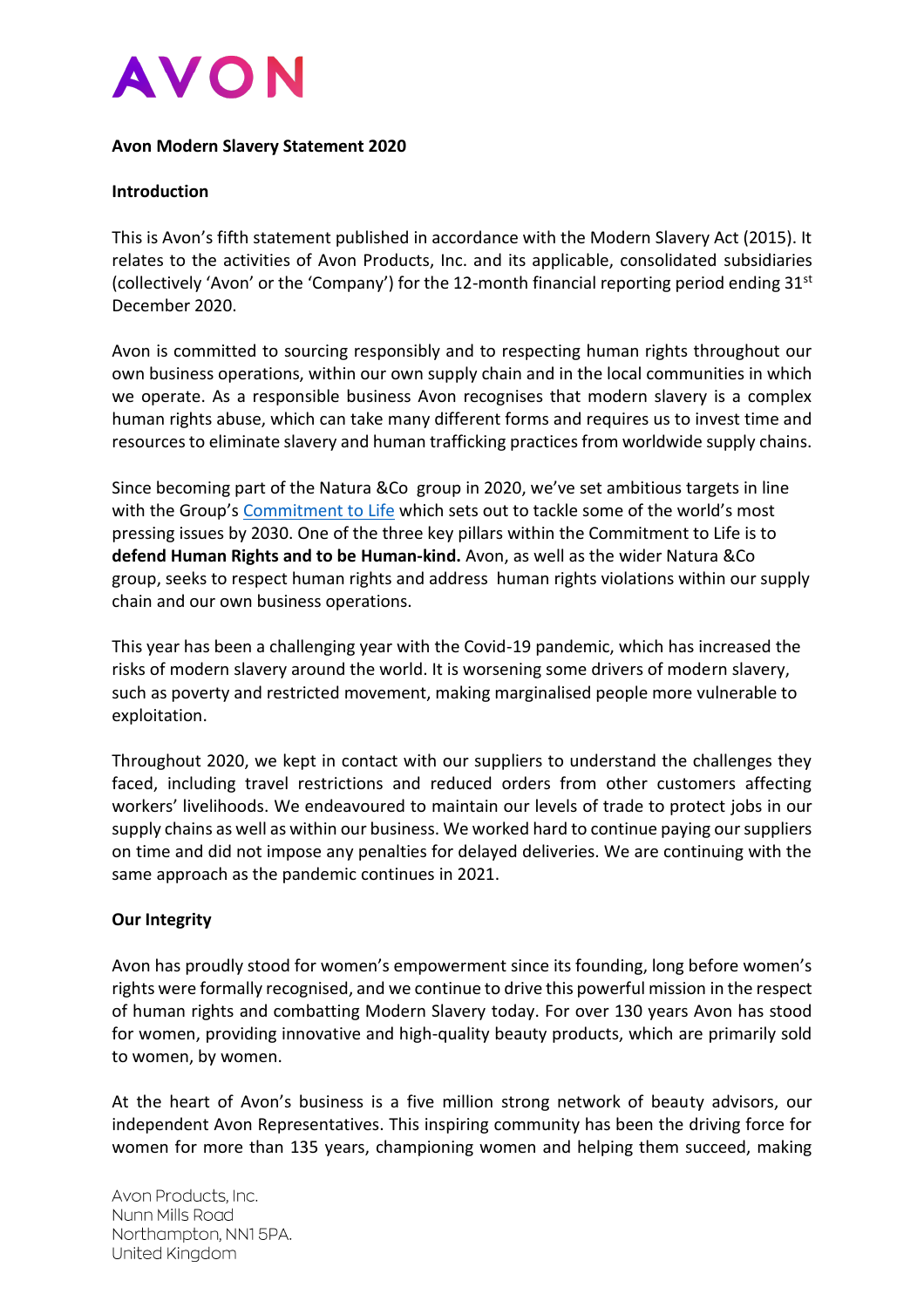AVON

**Avon Modern Slavery Statement 2020**

**Introduction**

This is Avon's fifth statement published in accordance with the Modern Slavery Act (2015). It relates to the activities of Avon Products, Inc. and its applicable, consolidated subsidiaries (collectively 'Avon' or the 'Company') for the 12-month financial reporting period ending 31st December 2020.

Avon is committed to sourcing responsibly and to respecting human rights throughout our own business operations, within our own supply chain and in the local communities in which we operate. As a responsible business Avon recognises that modern slavery is a complex human rights abuse, which can take many different forms and requires us to invest time and resources to eliminate slavery and human trafficking practices from worldwide supply chains.

Since becoming part of the Natura &Co group in 2020, we've set ambitious targets in line with the Group's Commitment to Life which sets out to tackle some of the world's most pressing issues by 2030. One of the three key pillars within the Commitment to Life is to **defend Human Rights and to be Human-kind.** Avon, as well as the wider Natura &Co group, seeks to respect human rights and address human rights violations within our supply chain and our own business operations.

This year has been a challenging year with the Covid-19 pandemic, which has increased the risks of modern slavery around the world. It is worsening some drivers of modern slavery, such as poverty and restricted movement, making marginalised people more vulnerable to exploitation.

Throughout 2020, we kept in contact with our suppliers to understand the challenges they faced, including travel restrictions and reduced orders from other customers affecting workers' livelihoods. We endeavoured to maintain our levels of trade to protect jobs in our supply chains as well as within our business. We worked hard to continue paying our suppliers on time and did not impose any penalties for delayed deliveries. We are continuing with the same approach as the pandemic continues in 2021.

**Our Integrity**

Avon has proudly stood for women's empowerment since its founding, long before women's rights were formally recognised, and we continue to drive this powerful mission in the respect of human rights and combatting Modern Slavery today. For over 130 years Avon has stood for women, providing innovative and high-quality beauty products, which are primarily sold to women, by women.

At the heart of Avon's business is a five million strong network of beauty advisors, our independent Avon Representatives. This inspiring community has been the driving force for women for more than 135 years, championing women and helping them succeed, making

Avon Products, Inc.
Nunn Mills Road
Northampton, NN1 5PA.
United Kingdom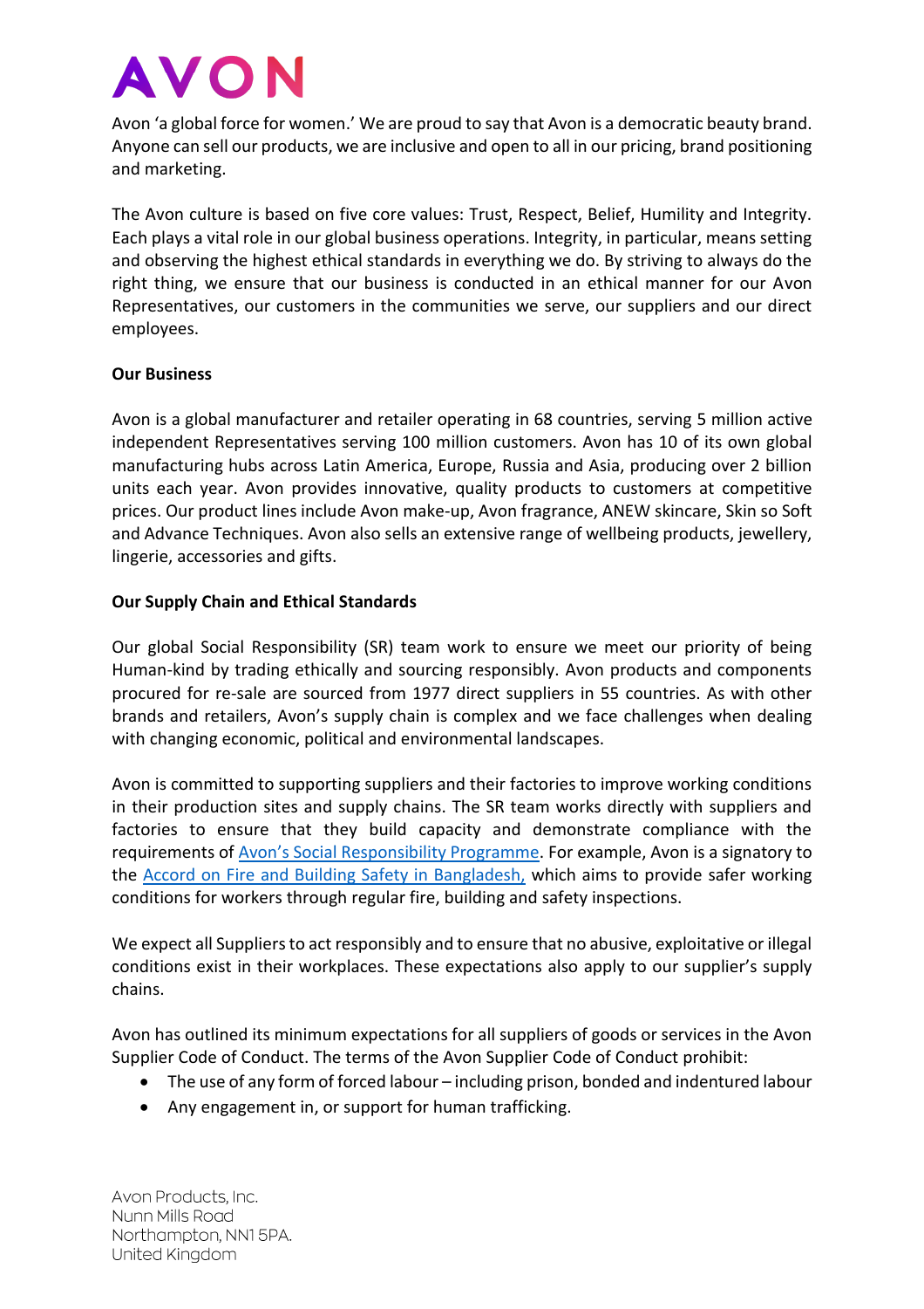AVON

Avon 'a global force for women.' We are proud to say that Avon is a democratic beauty brand. Anyone can sell our products, we are inclusive and open to all in our pricing, brand positioning and marketing.

The Avon culture is based on five core values: Trust, Respect, Belief, Humility and Integrity. Each plays a vital role in our global business operations. Integrity, in particular, means setting and observing the highest ethical standards in everything we do. By striving to always do the right thing, we ensure that our business is conducted in an ethical manner for our Avon Representatives, our customers in the communities we serve, our suppliers and our direct employees.

**Our Business**

Avon is a global manufacturer and retailer operating in 68 countries, serving 5 million active independent Representatives serving 100 million customers. Avon has 10 of its own global manufacturing hubs across Latin America, Europe, Russia and Asia, producing over 2 billion units each year. Avon provides innovative, quality products to customers at competitive prices. Our product lines include Avon make-up, Avon fragrance, ANEW skincare, Skin so Soft and Advance Techniques. Avon also sells an extensive range of wellbeing products, jewellery, lingerie, accessories and gifts.

**Our Supply Chain and Ethical Standards**

Our global Social Responsibility (SR) team work to ensure we meet our priority of being Human-kind by trading ethically and sourcing responsibly. Avon products and components procured for re-sale are sourced from 1977 direct suppliers in 55 countries. As with other brands and retailers, Avon's supply chain is complex and we face challenges when dealing with changing economic, political and environmental landscapes.

Avon is committed to supporting suppliers and their factories to improve working conditions in their production sites and supply chains. The SR team works directly with suppliers and factories to ensure that they build capacity and demonstrate compliance with the requirements of Avon's Social Responsibility Programme. For example, Avon is a signatory to the Accord on Fire and Building Safety in Bangladesh, which aims to provide safer working conditions for workers through regular fire, building and safety inspections.

We expect all Suppliers to act responsibly and to ensure that no abusive, exploitative or illegal conditions exist in their workplaces. These expectations also apply to our supplier's supply chains.

Avon has outlined its minimum expectations for all suppliers of goods or services in the Avon Supplier Code of Conduct. The terms of the Avon Supplier Code of Conduct prohibit:

- The use of any form of forced labour – including prison, bonded and indentured labour
- Any engagement in, or support for human trafficking.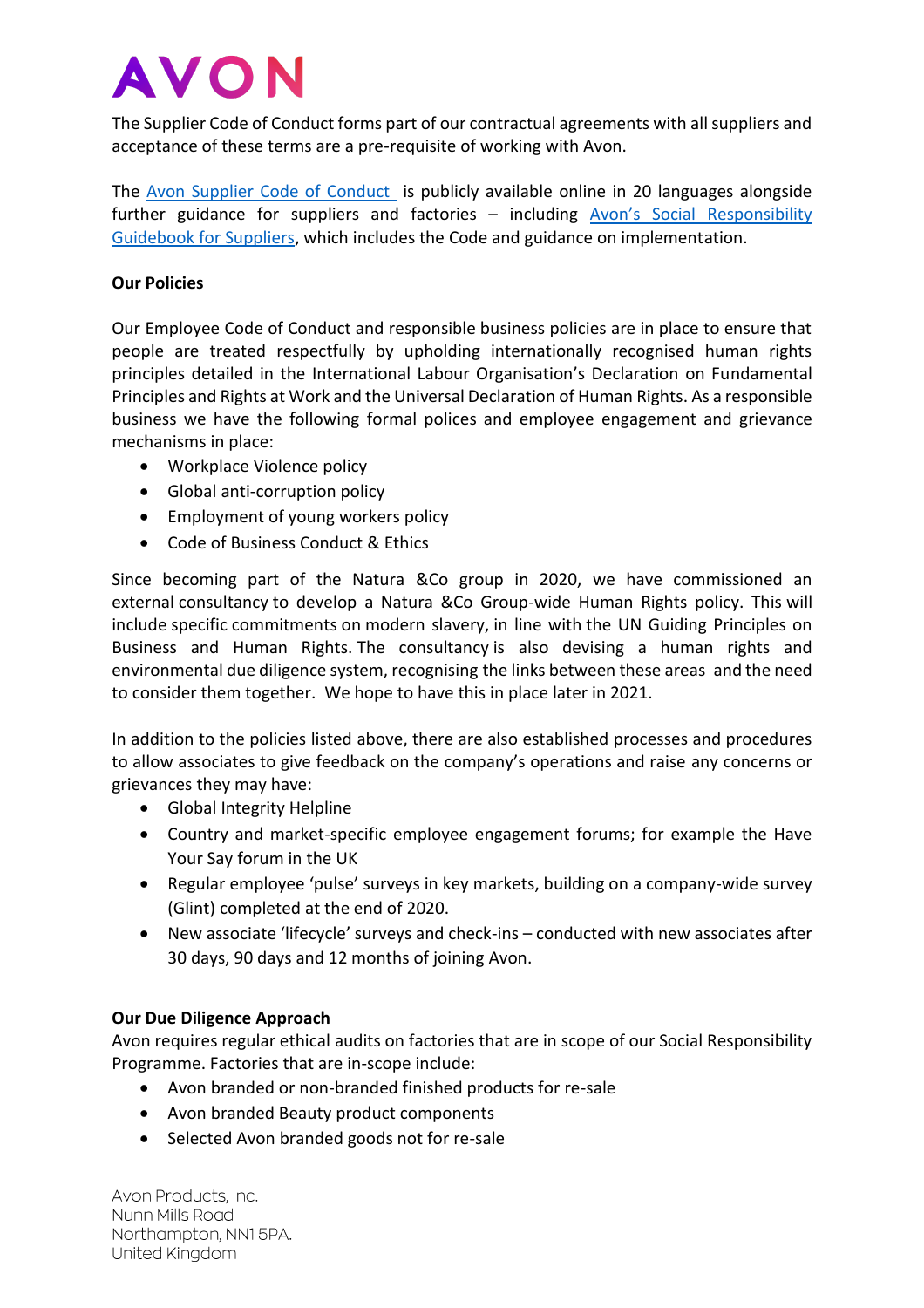The Supplier Code of Conduct forms part of our contractual agreements with all suppliers and acceptance of these terms are a pre-requisite of working with Avon.

The Avon Supplier Code of Conduct is publicly available online in 20 languages alongside further guidance for suppliers and factories – including Avon's Social Responsibility Guidebook for Suppliers, which includes the Code and guidance on implementation.

**Our Policies**

Our Employee Code of Conduct and responsible business policies are in place to ensure that people are treated respectfully by upholding internationally recognised human rights principles detailed in the International Labour Organisation's Declaration on Fundamental Principles and Rights at Work and the Universal Declaration of Human Rights. As a responsible business we have the following formal polices and employee engagement and grievance mechanisms in place:

- Workplace Violence policy
- Global anti-corruption policy
- Employment of young workers policy
- Code of Business Conduct & Ethics

Since becoming part of the Natura &Co group in 2020, we have commissioned an external consultancy to develop a Natura &Co Group-wide Human Rights policy. This will include specific commitments on modern slavery, in line with the UN Guiding Principles on Business and Human Rights. The consultancy is also devising a human rights and environmental due diligence system, recognising the links between these areas and the need to consider them together. We hope to have this in place later in 2021.

In addition to the policies listed above, there are also established processes and procedures to allow associates to give feedback on the company's operations and raise any concerns or grievances they may have:

- Global Integrity Helpline
- Country and market-specific employee engagement forums; for example the Have Your Say forum in the UK
- Regular employee 'pulse' surveys in key markets, building on a company-wide survey (Glint) completed at the end of 2020.
- New associate 'lifecycle' surveys and check-ins – conducted with new associates after 30 days, 90 days and 12 months of joining Avon.

**Our Due Diligence Approach**

Avon requires regular ethical audits on factories that are in scope of our Social Responsibility Programme. Factories that are in-scope include:

- Avon branded or non-branded finished products for re-sale
- Avon branded Beauty product components
- Selected Avon branded goods not for re-sale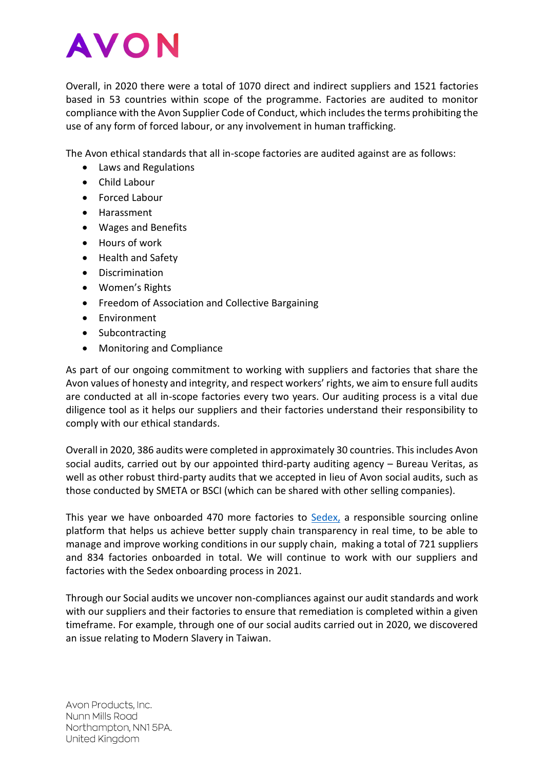Overall, in 2020 there were a total of 1070 direct and indirect suppliers and 1521 factories based in 53 countries within scope of the programme. Factories are audited to monitor compliance with the Avon Supplier Code of Conduct, which includes the terms prohibiting the use of any form of forced labour, or any involvement in human trafficking.

The Avon ethical standards that all in-scope factories are audited against are as follows:

- Laws and Regulations
- Child Labour
- Forced Labour
- Harassment
- Wages and Benefits
- Hours of work
- Health and Safety
- Discrimination
- Women's Rights
- Freedom of Association and Collective Bargaining
- Environment
- Subcontracting
- Monitoring and Compliance

As part of our ongoing commitment to working with suppliers and factories that share the Avon values of honesty and integrity, and respect workers' rights, we aim to ensure full audits are conducted at all in-scope factories every two years. Our auditing process is a vital due diligence tool as it helps our suppliers and their factories understand their responsibility to comply with our ethical standards.

Overall in 2020, 386 audits were completed in approximately 30 countries. This includes Avon social audits, carried out by our appointed third-party auditing agency – Bureau Veritas, as well as other robust third-party audits that we accepted in lieu of Avon social audits, such as those conducted by SMETA or BSCI (which can be shared with other selling companies).

This year we have onboarded 470 more factories to [Sedex,](Sedex) a responsible sourcing online platform that helps us achieve better supply chain transparency in real time, to be able to manage and improve working conditions in our supply chain, making a total of 721 suppliers and 834 factories onboarded in total. We will continue to work with our suppliers and factories with the Sedex onboarding process in 2021.

Through our Social audits we uncover non-compliances against our audit standards and work with our suppliers and their factories to ensure that remediation is completed within a given timeframe. For example, through one of our social audits carried out in 2020, we discovered an issue relating to Modern Slavery in Taiwan.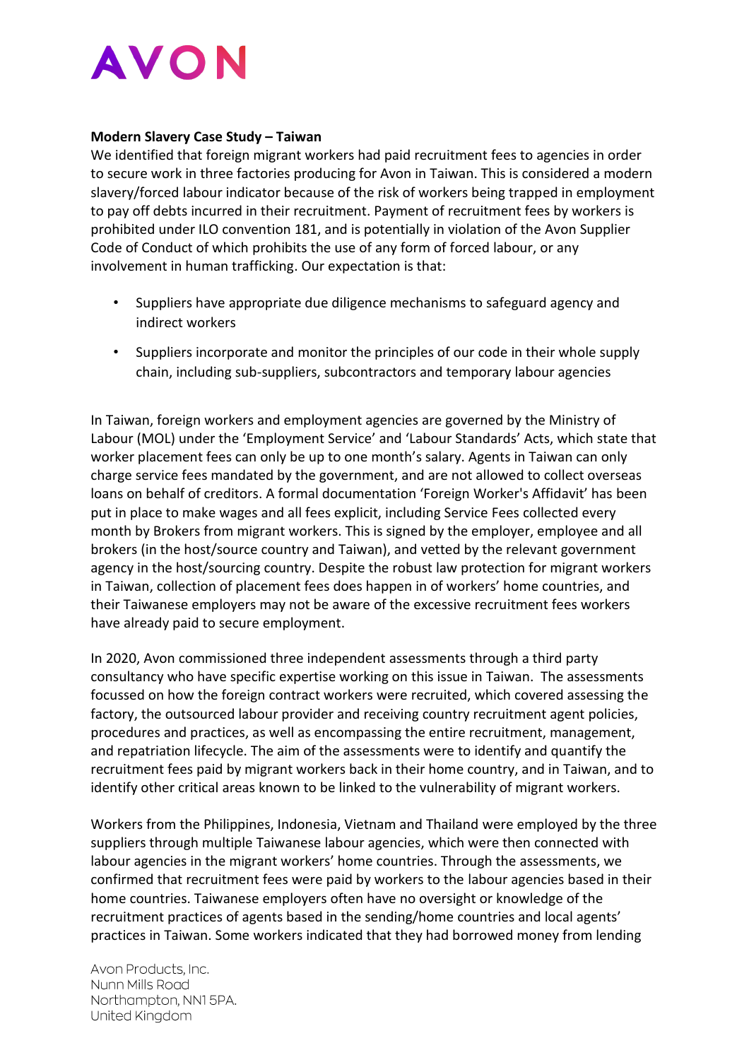**Modern Slavery Case Study – Taiwan**

We identified that foreign migrant workers had paid recruitment fees to agencies in order to secure work in three factories producing for Avon in Taiwan. This is considered a modern slavery/forced labour indicator because of the risk of workers being trapped in employment to pay off debts incurred in their recruitment. Payment of recruitment fees by workers is prohibited under ILO convention 181, and is potentially in violation of the Avon Supplier Code of Conduct of which prohibits the use of any form of forced labour, or any involvement in human trafficking. Our expectation is that:

- Suppliers have appropriate due diligence mechanisms to safeguard agency and indirect workers
- Suppliers incorporate and monitor the principles of our code in their whole supply chain, including sub-suppliers, subcontractors and temporary labour agencies

In Taiwan, foreign workers and employment agencies are governed by the Ministry of Labour (MOL) under the 'Employment Service' and 'Labour Standards' Acts, which state that worker placement fees can only be up to one month's salary. Agents in Taiwan can only charge service fees mandated by the government, and are not allowed to collect overseas loans on behalf of creditors. A formal documentation 'Foreign Worker's Affidavit' has been put in place to make wages and all fees explicit, including Service Fees collected every month by Brokers from migrant workers. This is signed by the employer, employee and all brokers (in the host/source country and Taiwan), and vetted by the relevant government agency in the host/sourcing country. Despite the robust law protection for migrant workers in Taiwan, collection of placement fees does happen in of workers' home countries, and their Taiwanese employers may not be aware of the excessive recruitment fees workers have already paid to secure employment.

In 2020, Avon commissioned three independent assessments through a third party consultancy who have specific expertise working on this issue in Taiwan. The assessments focussed on how the foreign contract workers were recruited, which covered assessing the factory, the outsourced labour provider and receiving country recruitment agent policies, procedures and practices, as well as encompassing the entire recruitment, management, and repatriation lifecycle. The aim of the assessments were to identify and quantify the recruitment fees paid by migrant workers back in their home country, and in Taiwan, and to identify other critical areas known to be linked to the vulnerability of migrant workers.

Workers from the Philippines, Indonesia, Vietnam and Thailand were employed by the three suppliers through multiple Taiwanese labour agencies, which were then connected with labour agencies in the migrant workers' home countries. Through the assessments, we confirmed that recruitment fees were paid by workers to the labour agencies based in their home countries. Taiwanese employers often have no oversight or knowledge of the recruitment practices of agents based in the sending/home countries and local agents' practices in Taiwan. Some workers indicated that they had borrowed money from lending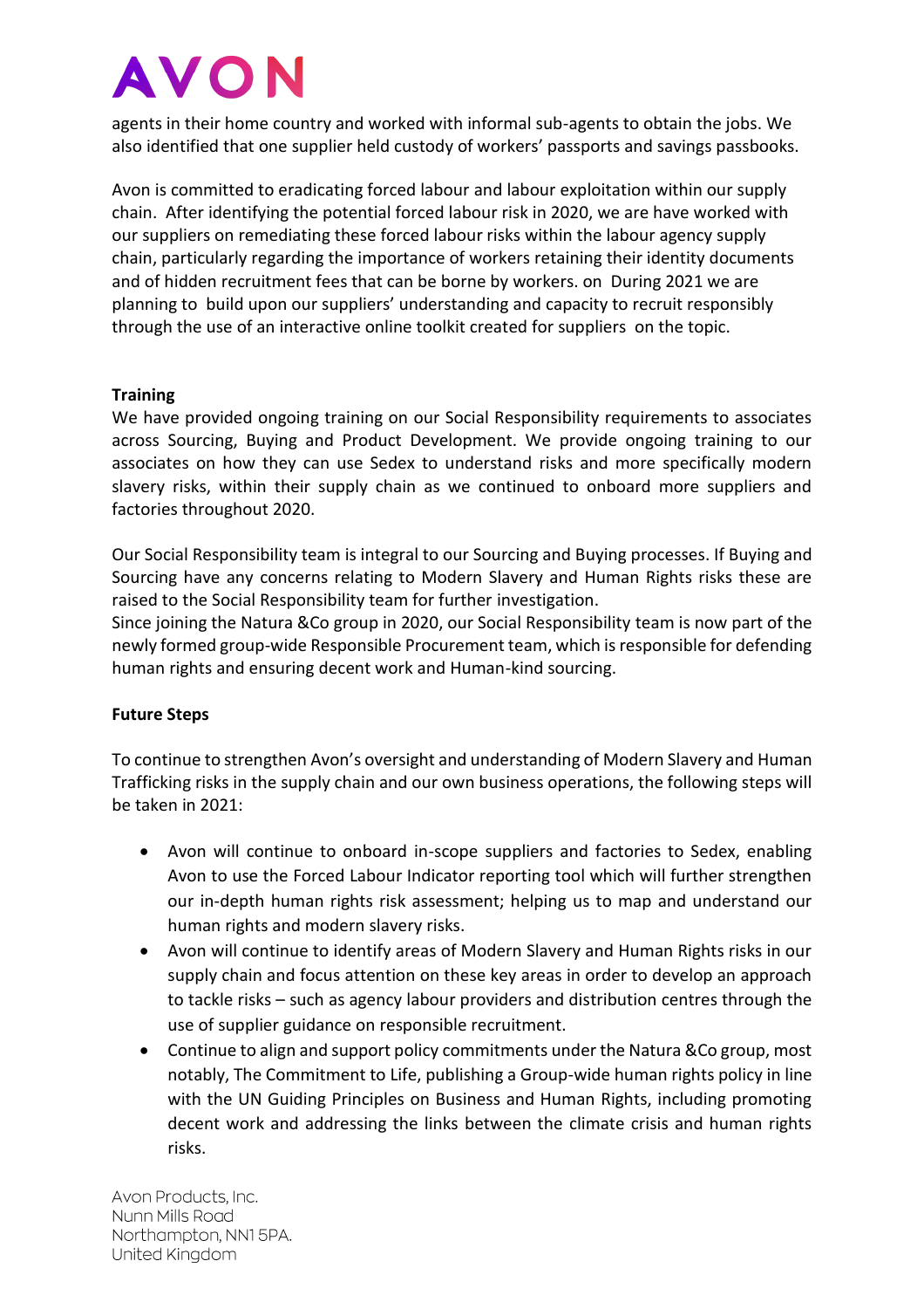agents in their home country and worked with informal sub-agents to obtain the jobs. We also identified that one supplier held custody of workers' passports and savings passbooks.

Avon is committed to eradicating forced labour and labour exploitation within our supply chain. After identifying the potential forced labour risk in 2020, we are have worked with our suppliers on remediating these forced labour risks within the labour agency supply chain, particularly regarding the importance of workers retaining their identity documents and of hidden recruitment fees that can be borne by workers. on During 2021 we are planning to build upon our suppliers' understanding and capacity to recruit responsibly through the use of an interactive online toolkit created for suppliers on the topic.

**Training**

We have provided ongoing training on our Social Responsibility requirements to associates across Sourcing, Buying and Product Development. We provide ongoing training to our associates on how they can use Sedex to understand risks and more specifically modern slavery risks, within their supply chain as we continued to onboard more suppliers and factories throughout 2020.

Our Social Responsibility team is integral to our Sourcing and Buying processes. If Buying and Sourcing have any concerns relating to Modern Slavery and Human Rights risks these are raised to the Social Responsibility team for further investigation.

Since joining the Natura &Co group in 2020, our Social Responsibility team is now part of the newly formed group-wide Responsible Procurement team, which is responsible for defending human rights and ensuring decent work and Human-kind sourcing.

**Future Steps**

To continue to strengthen Avon's oversight and understanding of Modern Slavery and Human Trafficking risks in the supply chain and our own business operations, the following steps will be taken in 2021:

- Avon will continue to onboard in-scope suppliers and factories to Sedex, enabling Avon to use the Forced Labour Indicator reporting tool which will further strengthen our in-depth human rights risk assessment; helping us to map and understand our human rights and modern slavery risks.
- Avon will continue to identify areas of Modern Slavery and Human Rights risks in our supply chain and focus attention on these key areas in order to develop an approach to tackle risks – such as agency labour providers and distribution centres through the use of supplier guidance on responsible recruitment.
- Continue to align and support policy commitments under the Natura &Co group, most notably, The Commitment to Life, publishing a Group-wide human rights policy in line with the UN Guiding Principles on Business and Human Rights, including promoting decent work and addressing the links between the climate crisis and human rights risks.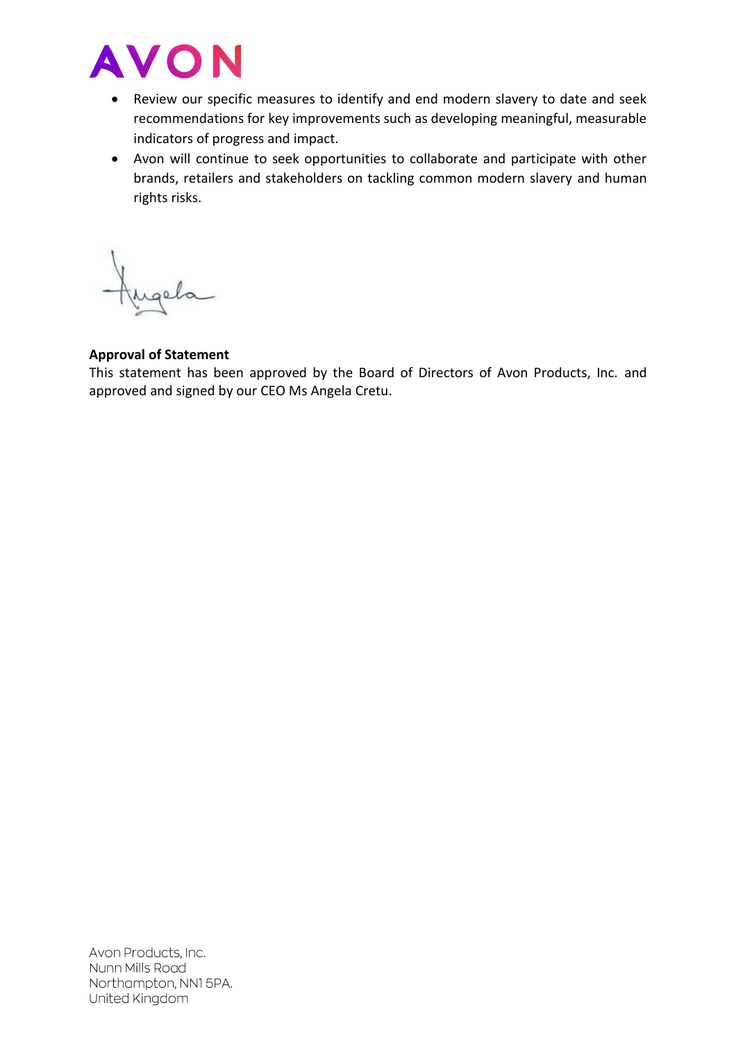- Review our specific measures to identify and end modern slavery to date and seek recommendations for key improvements such as developing meaningful, measurable indicators of progress and impact.
- Avon will continue to seek opportunities to collaborate and participate with other brands, retailers and stakeholders on tackling common modern slavery and human rights risks.

**Approval of Statement**
This statement has been approved by the Board of Directors of Avon Products, Inc. and approved and signed by our CEO Ms Angela Cretu.

Avon Products, Inc.
Nunn Mills Road
Northampton, NN1 5PA.
United Kingdom